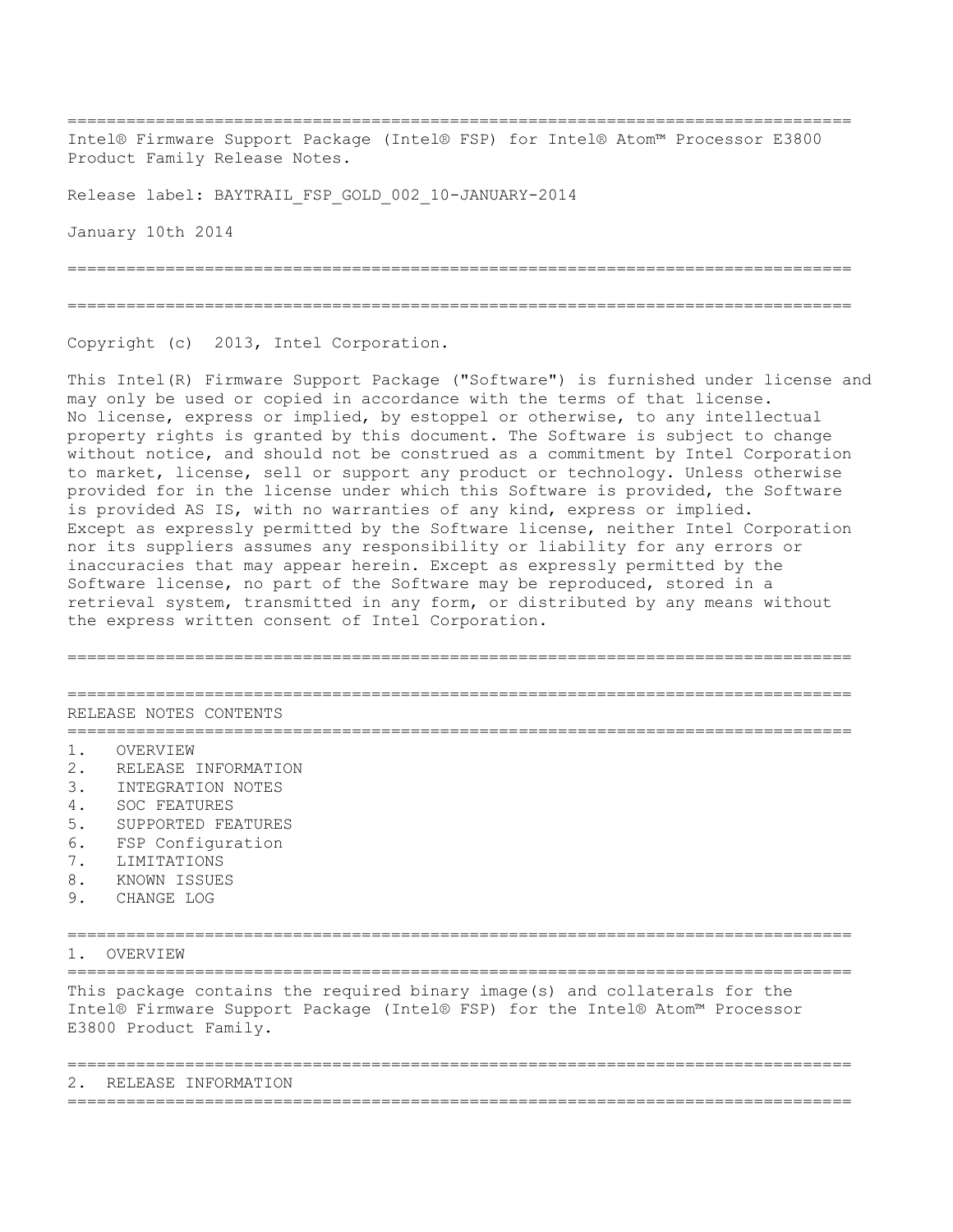Intel® Firmware Support Package (Intel® FSP) for Intel® Atom™ Processor E3800 Product Family Release Notes.

Release label: BAYTRAIL_FSP_GOLD_002_10-JANUARY-2014

January 10th 2014

Copyright (c) 2013, Intel Corporation.

This Intel(R) Firmware Support Package ("Software") is furnished under license and may only be used or copied in accordance with the terms of that license. No license, express or implied, by estoppel or otherwise, to any intellectual property rights is granted by this document. The Software is subject to change without notice, and should not be construed as a commitment by Intel Corporation to market, license, sell or support any product or technology. Unless otherwise provided for in the license under which this Software is provided, the Software is provided AS IS, with no warranties of any kind, express or implied. Except as expressly permitted by the Software license, neither Intel Corporation nor its suppliers assumes any responsibility or liability for any errors or inaccuracies that may appear herein. Except as expressly permitted by the Software license, no part of the Software may be reproduced, stored in a retrieval system, transmitted in any form, or distributed by any means without the express written consent of Intel Corporation.

## RELEASE NOTES CONTENTS

1. OVERVIEW
2. RELEASE INFORMATION
3. INTEGRATION NOTES
4. SOC FEATURES
5. SUPPORTED FEATURES
6. FSP Configuration
7. LIMITATIONS
8. KNOWN ISSUES
9. CHANGE LOG

## 1. OVERVIEW

This package contains the required binary image(s) and collaterals for the Intel® Firmware Support Package (Intel® FSP) for the Intel® Atom™ Processor E3800 Product Family.

## 2. RELEASE INFORMATION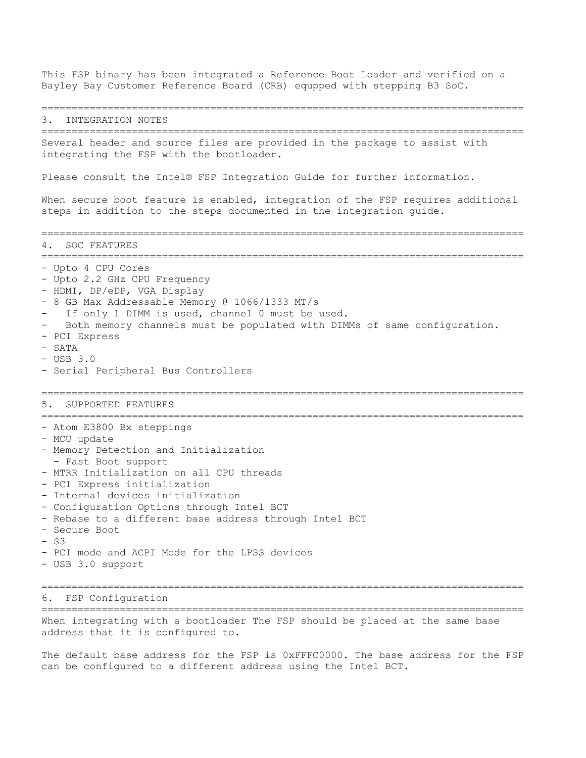This FSP binary has been integrated a Reference Boot Loader and verified on a Bayley Bay Customer Reference Board (CRB) equpped with stepping B3 SoC.

## 3. INTEGRATION NOTES

Several header and source files are provided in the package to assist with integrating the FSP with the bootloader.

Please consult the Intel® FSP Integration Guide for further information.

When secure boot feature is enabled, integration of the FSP requires additional steps in addition to the steps documented in the integration guide.

## 4. SOC FEATURES

- Upto 4 CPU Cores
- Upto 2.2 GHz CPU Frequency
- HDMI, DP/eDP, VGA Display
- 8 GB Max Addressable Memory @ 1066/1333 MT/s
- If only 1 DIMM is used, channel 0 must be used.
- Both memory channels must be populated with DIMMs of same configuration.
- PCI Express
- SATA
- USB 3.0
- Serial Peripheral Bus Controllers

## 5. SUPPORTED FEATURES

- Atom E3800 Bx steppings
- MCU update
- Memory Detection and Initialization
  - Fast Boot support
- MTRR Initialization on all CPU threads
- PCI Express initialization
- Internal devices initialization
- Configuration Options through Intel BCT
- Rebase to a different base address through Intel BCT
- Secure Boot
- S3
- PCI mode and ACPI Mode for the LPSS devices
- USB 3.0 support

## 6. FSP Configuration

When integrating with a bootloader The FSP should be placed at the same base address that it is configured to.

The default base address for the FSP is 0xFFFC0000. The base address for the FSP can be configured to a different address using the Intel BCT.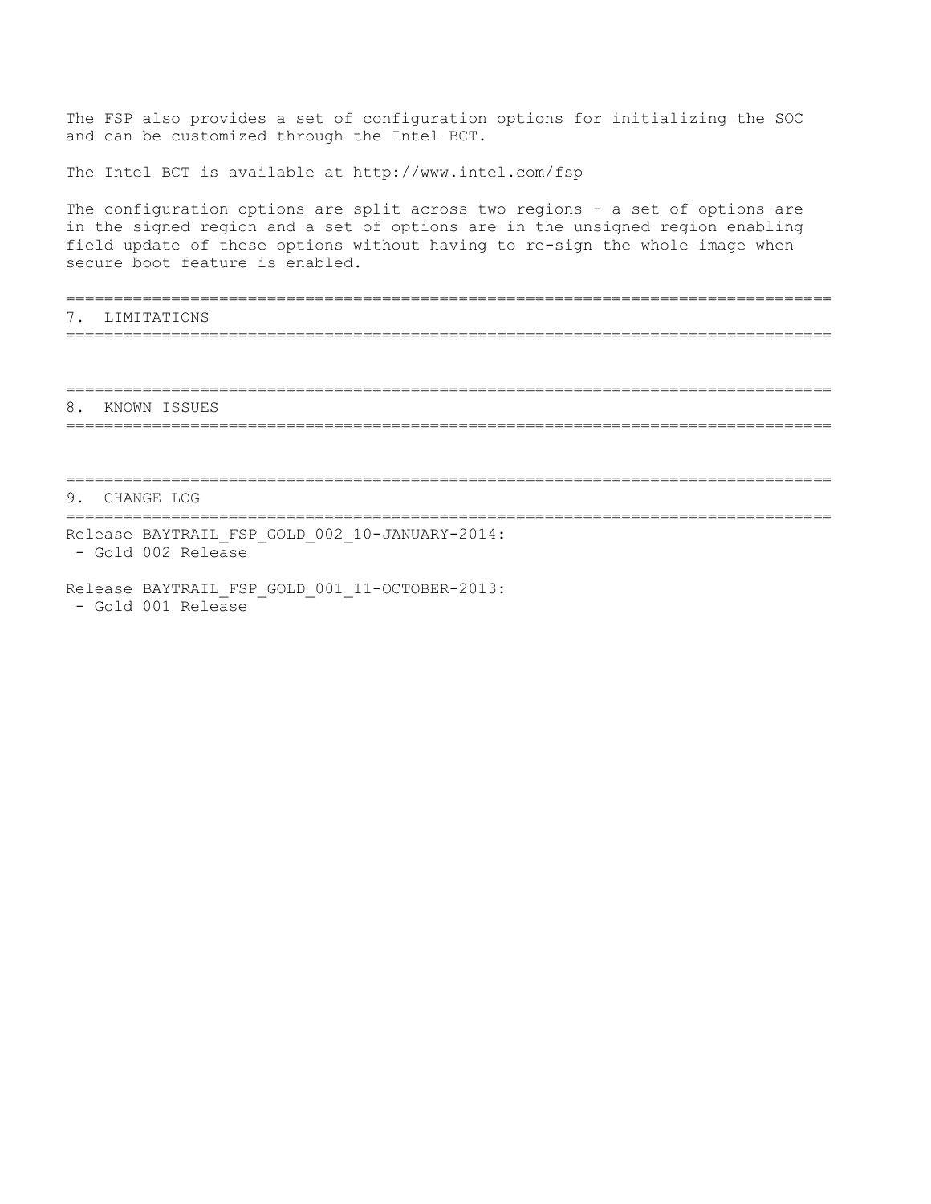The FSP also provides a set of configuration options for initializing the SOC and can be customized through the Intel BCT.

The Intel BCT is available at http://www.intel.com/fsp

The configuration options are split across two regions - a set of options are in the signed region and a set of options are in the unsigned region enabling field update of these options without having to re-sign the whole image when secure boot feature is enabled.

## 7. LIMITATIONS

## 8. KNOWN ISSUES

## 9. CHANGE LOG

Release BAYTRAIL_FSP_GOLD_002_10-JANUARY-2014:
- Gold 002 Release

Release BAYTRAIL_FSP_GOLD_001_11-OCTOBER-2013:
- Gold 001 Release